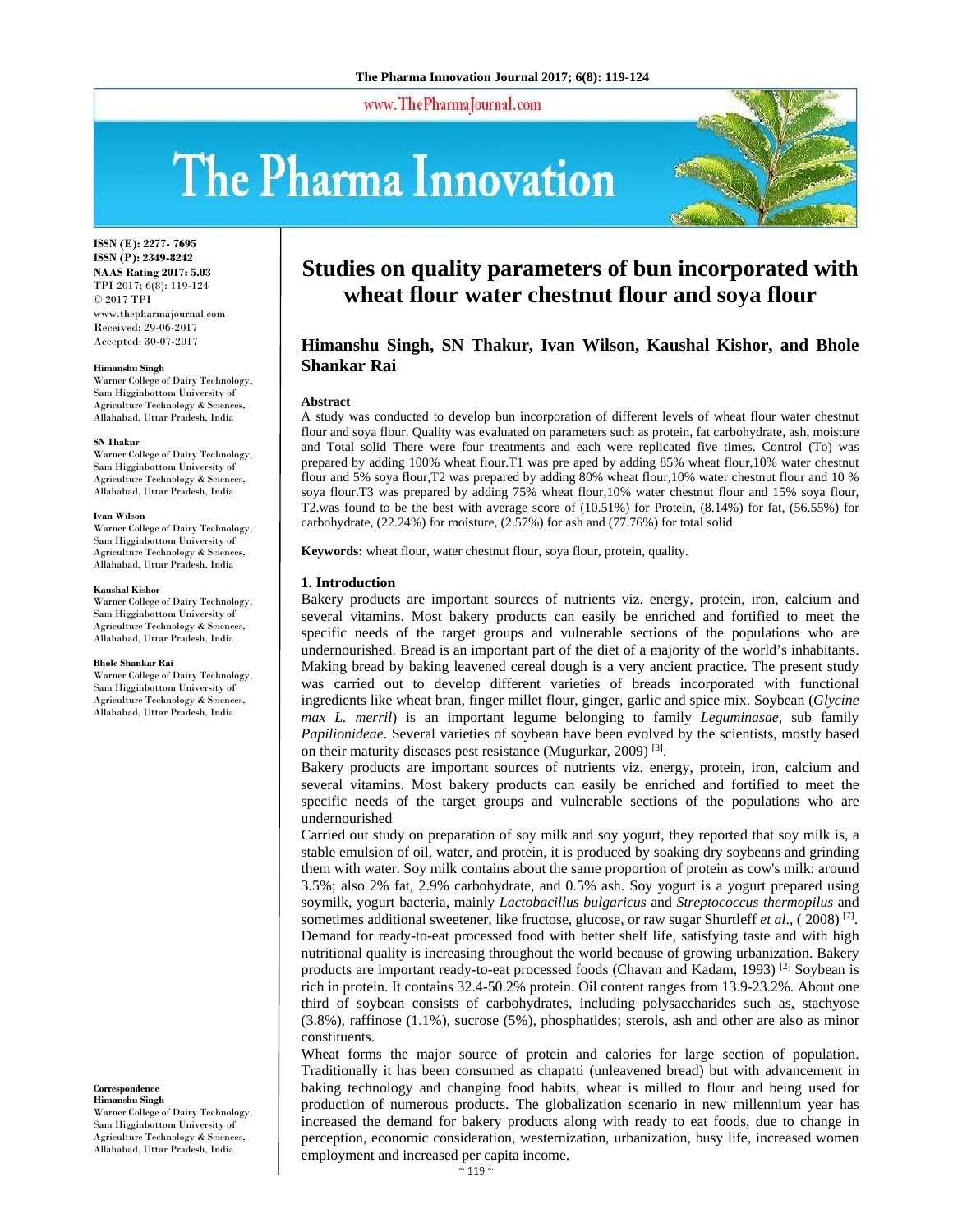ISSN (E): 2277- 7695
ISSN (P): 2349-8242
NAAS Rating 2017: 5.03
TPI 2017; 6(8): 119-124
© 2017 TPI
www.thepharmajournal.com
Received: 29-06-2017
Accepted: 30-07-2017

**Himanshu Singh**
Warner College of Dairy Technology, Sam Higginbottom University of Agriculture Technology & Sciences, Allahabad, Uttar Pradesh, India

**SN Thakur**
Warner College of Dairy Technology, Sam Higginbottom University of Agriculture Technology & Sciences, Allahabad, Uttar Pradesh, India

**Ivan Wilson**
Warner College of Dairy Technology, Sam Higginbottom University of Agriculture Technology & Sciences, Allahabad, Uttar Pradesh, India

**Kaushal Kishor**
Warner College of Dairy Technology, Sam Higginbottom University of Agriculture Technology & Sciences, Allahabad, Uttar Pradesh, India

**Bhole Shankar Rai**
Warner College of Dairy Technology, Sam Higginbottom University of Agriculture Technology & Sciences, Allahabad, Uttar Pradesh, India

**Correspondence**
**Himanshu Singh**
Warner College of Dairy Technology, Sam Higginbottom University of Agriculture Technology & Sciences, Allahabad, Uttar Pradesh, India

# Studies on quality parameters of bun incorporated with wheat flour water chestnut flour and soya flour

**Himanshu Singh, SN Thakur, Ivan Wilson, Kaushal Kishor, and Bhole Shankar Rai**

**Abstract**

A study was conducted to develop bun incorporation of different levels of wheat flour water chestnut flour and soya flour. Quality was evaluated on parameters such as protein, fat carbohydrate, ash, moisture and Total solid There were four treatments and each were replicated five times. Control (To) was prepared by adding 100% wheat flour.T1 was pre aped by adding 85% wheat flour,10% water chestnut flour and 5% soya flour,T2 was prepared by adding 80% wheat flour,10% water chestnut flour and 10 % soya flour.T3 was prepared by adding 75% wheat flour,10% water chestnut flour and 15% soya flour, T2.was found to be the best with average score of (10.51%) for Protein, (8.14%) for fat, (56.55%) for carbohydrate, (22.24%) for moisture, (2.57%) for ash and (77.76%) for total solid

**Keywords:** wheat flour, water chestnut flour, soya flour, protein, quality.

## 1. Introduction

Bakery products are important sources of nutrients viz. energy, protein, iron, calcium and several vitamins. Most bakery products can easily be enriched and fortified to meet the specific needs of the target groups and vulnerable sections of the populations who are undernourished. Bread is an important part of the diet of a majority of the world's inhabitants. Making bread by baking leavened cereal dough is a very ancient practice. The present study was carried out to develop different varieties of breads incorporated with functional ingredients like wheat bran, finger millet flour, ginger, garlic and spice mix. Soybean (*Glycine max L. merril*) is an important legume belonging to family *Leguminasae*, sub family *Papilionideae*. Several varieties of soybean have been evolved by the scientists, mostly based on their maturity diseases pest resistance (Mugurkar, 2009) [3].

Bakery products are important sources of nutrients viz. energy, protein, iron, calcium and several vitamins. Most bakery products can easily be enriched and fortified to meet the specific needs of the target groups and vulnerable sections of the populations who are undernourished

Carried out study on preparation of soy milk and soy yogurt, they reported that soy milk is, a stable emulsion of oil, water, and protein, it is produced by soaking dry soybeans and grinding them with water. Soy milk contains about the same proportion of protein as cow's milk: around 3.5%; also 2% fat, 2.9% carbohydrate, and 0.5% ash. Soy yogurt is a yogurt prepared using soymilk, yogurt bacteria, mainly *Lactobacillus bulgaricus* and *Streptococcus thermopilus* and sometimes additional sweetener, like fructose, glucose, or raw sugar Shurtleff *et al*., ( 2008) [7].

Demand for ready-to-eat processed food with better shelf life, satisfying taste and with high nutritional quality is increasing throughout the world because of growing urbanization. Bakery products are important ready-to-eat processed foods (Chavan and Kadam, 1993) [2] Soybean is rich in protein. It contains 32.4-50.2% protein. Oil content ranges from 13.9-23.2%. About one third of soybean consists of carbohydrates, including polysaccharides such as, stachyose (3.8%), raffinose (1.1%), sucrose (5%), phosphatides; sterols, ash and other are also as minor constituents.

Wheat forms the major source of protein and calories for large section of population. Traditionally it has been consumed as chapatti (unleavened bread) but with advancement in baking technology and changing food habits, wheat is milled to flour and being used for production of numerous products. The globalization scenario in new millennium year has increased the demand for bakery products along with ready to eat foods, due to change in perception, economic consideration, westernization, urbanization, busy life, increased women employment and increased per capita income.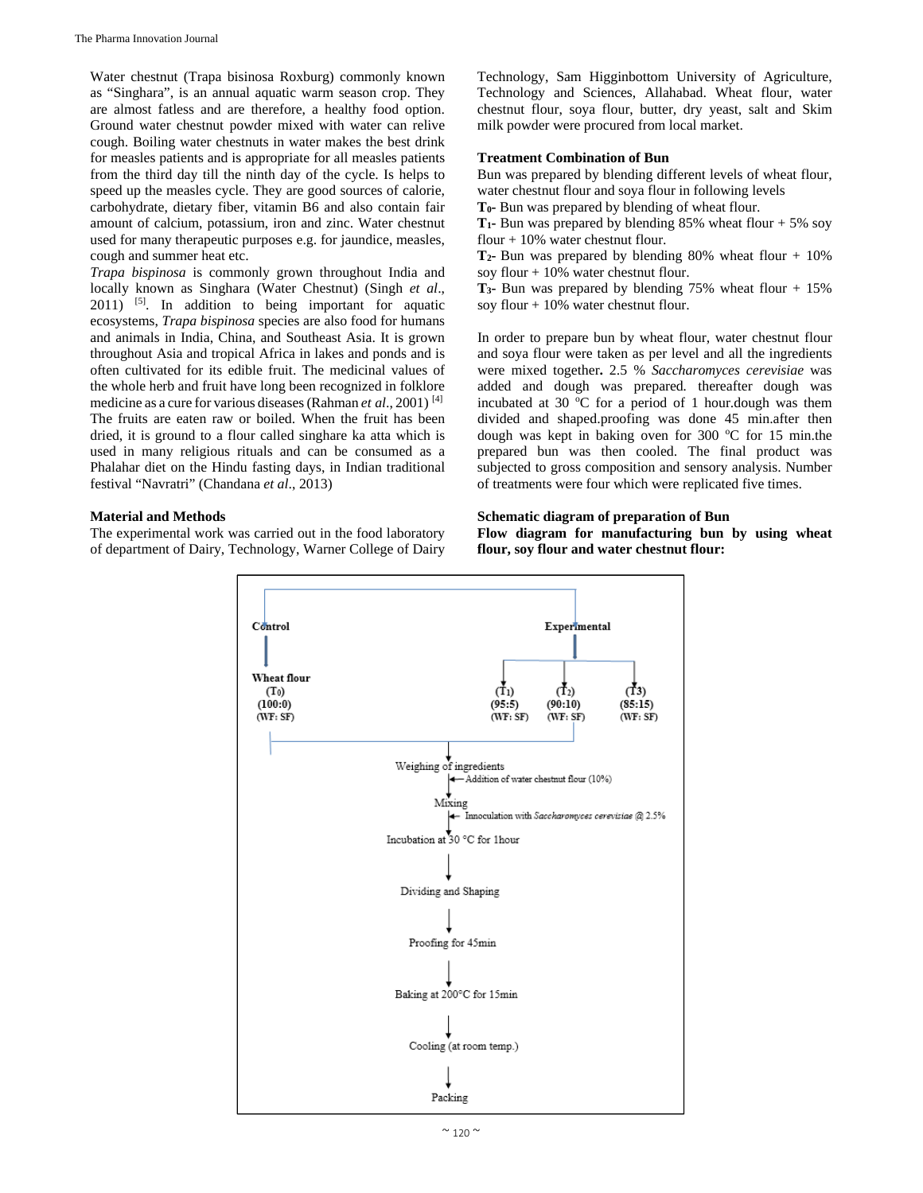Water chestnut (Trapa bisinosa Roxburg) commonly known as "Singhara", is an annual aquatic warm season crop. They are almost fatless and are therefore, a healthy food option. Ground water chestnut powder mixed with water can relive cough. Boiling water chestnuts in water makes the best drink for measles patients and is appropriate for all measles patients from the third day till the ninth day of the cycle. Is helps to speed up the measles cycle. They are good sources of calorie, carbohydrate, dietary fiber, vitamin B6 and also contain fair amount of calcium, potassium, iron and zinc. Water chestnut used for many therapeutic purposes e.g. for jaundice, measles, cough and summer heat etc.

*Trapa bispinosa* is commonly grown throughout India and locally known as Singhara (Water Chestnut) (Singh *et al*., 2011) [5]. In addition to being important for aquatic ecosystems, *Trapa bispinosa* species are also food for humans and animals in India, China, and Southeast Asia. It is grown throughout Asia and tropical Africa in lakes and ponds and is often cultivated for its edible fruit. The medicinal values of the whole herb and fruit have long been recognized in folklore medicine as a cure for various diseases (Rahman *et al*., 2001) [4] The fruits are eaten raw or boiled. When the fruit has been dried, it is ground to a flour called singhare ka atta which is used in many religious rituals and can be consumed as a Phalahar diet on the Hindu fasting days, in Indian traditional festival "Navratri" (Chandana *et al*., 2013)

## Material and Methods

The experimental work was carried out in the food laboratory of department of Dairy, Technology, Warner College of Dairy Technology, Sam Higginbottom University of Agriculture, Technology and Sciences, Allahabad. Wheat flour, water chestnut flour, soya flour, butter, dry yeast, salt and Skim milk powder were procured from local market.

### Treatment Combination of Bun

Bun was prepared by blending different levels of wheat flour, water chestnut flour and soya flour in following levels

**$T_0$-** Bun was prepared by blending of wheat flour.

**$T_1$-** Bun was prepared by blending 85% wheat flour + 5% soy flour + 10% water chestnut flour.

**$T_2$-** Bun was prepared by blending 80% wheat flour + 10% soy flour + 10% water chestnut flour.

**$T_3$-** Bun was prepared by blending 75% wheat flour + 15% soy flour + 10% water chestnut flour.

In order to prepare bun by wheat flour, water chestnut flour and soya flour were taken as per level and all the ingredients were mixed together**.** 2.5 % *Saccharomyces cerevisiae* was added and dough was prepared. thereafter dough was incubated at 30 ºC for a period of 1 hour.dough was them divided and shaped.proofing was done 45 min.after then dough was kept in baking oven for 300 ºC for 15 min.the prepared bun was then cooled. The final product was subjected to gross composition and sensory analysis. Number of treatments were four which were replicated five times.

### Schematic diagram of preparation of Bun

**Flow diagram for manufacturing bun by using wheat flour, soy flour and water chestnut flour:**

Control → Wheat flour ($T_0$) (100:0) (WF: SF)

Experimental → ($T_1$) (95:5) (WF: SF); ($T_2$) (90:10) (WF: SF); ($T_3$) (85:15) (WF: SF)

Weighing of ingredients
↓ ← Addition of water chestnut flour (10%)
Mixing
↓ ← Innoculation with *Saccharomyces cerevisiae* @ 2.5%
Incubation at 30 °C for 1hour
↓
Dividing and Shaping
↓
Proofing for 45min
↓
Baking at 200°C for 15min
↓
Cooling (at room temp.)
↓
Packing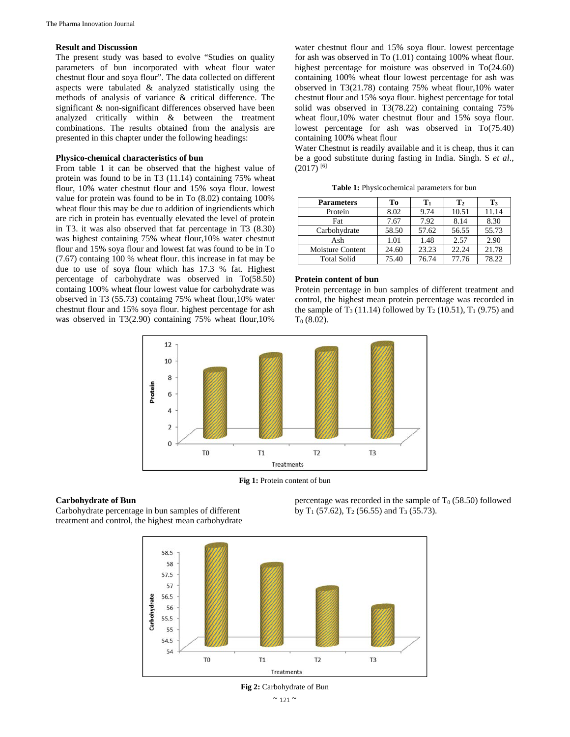## Result and Discussion

The present study was based to evolve "Studies on quality parameters of bun incorporated with wheat flour water chestnut flour and soya flour". The data collected on different aspects were tabulated & analyzed statistically using the methods of analysis of variance & critical difference. The significant & non-significant differences observed have been analyzed critically within & between the treatment combinations. The results obtained from the analysis are presented in this chapter under the following headings:

### Physico-chemical characteristics of bun

From table 1 it can be observed that the highest value of protein was found to be in T3 (11.14) containing 75% wheat flour, 10% water chestnut flour and 15% soya flour. lowest value for protein was found to be in To (8.02) containg 100% wheat flour this may be due to addition of ingriendients which are rich in protein has eventually elevated the level of protein in T3. it was also observed that fat percentage in T3 (8.30) was highest containing 75% wheat flour,10% water chestnut flour and 15% soya flour and lowest fat was found to be in To (7.67) containg 100 % wheat flour. this increase in fat may be due to use of soya flour which has 17.3 % fat. Highest percentage of carbohydrate was observed in To(58.50) containg 100% wheat flour lowest value for carbohydrate was observed in T3 (55.73) containg 75% wheat flour,10% water chestnut flour and 15% soya flour. highest percentage for ash was observed in T3(2.90) containing 75% wheat flour,10% water chestnut flour and 15% soya flour. lowest percentage for ash was observed in To (1.01) containg 100% wheat flour. highest percentage for moisture was observed in To(24.60) containing 100% wheat flour lowest percentage for ash was observed in T3(21.78) containg 75% wheat flour,10% water chestnut flour and 15% soya flour. highest percentage for total solid was observed in T3(78.22) containing containg 75% wheat flour,10% water chestnut flour and 15% soya flour. lowest percentage for ash was observed in To(75.40) containing 100% wheat flour

Water Chestnut is readily available and it is cheap, thus it can be a good substitute during fasting in India. Singh. S *et al*., (2017) [6]

**Table 1:** Physicochemical parameters for bun

| Parameters | To | $T_1$ | $T_2$ | $T_3$ |
|---|---|---|---|---|
| Protein | 8.02 | 9.74 | 10.51 | 11.14 |
| Fat | 7.67 | 7.92 | 8.14 | 8.30 |
| Carbohydrate | 58.50 | 57.62 | 56.55 | 55.73 |
| Ash | 1.01 | 1.48 | 2.57 | 2.90 |
| Moisture Content | 24.60 | 23.23 | 22.24 | 21.78 |
| Total Solid | 75.40 | 76.74 | 77.76 | 78.22 |

### Protein content of bun

Protein percentage in bun samples of different treatment and control, the highest mean protein percentage was recorded in the sample of $T_3$ (11.14) followed by $T_2$ (10.51), $T_1$ (9.75) and $T_0$ (8.02).

**Fig 1:** Protein content of bun

### Carbohydrate of Bun

Carbohydrate percentage in bun samples of different treatment and control, the highest mean carbohydrate percentage was recorded in the sample of $T_0$ (58.50) followed by $T_1$ (57.62), $T_2$ (56.55) and $T_3$ (55.73).

**Fig 2:** Carbohydrate of Bun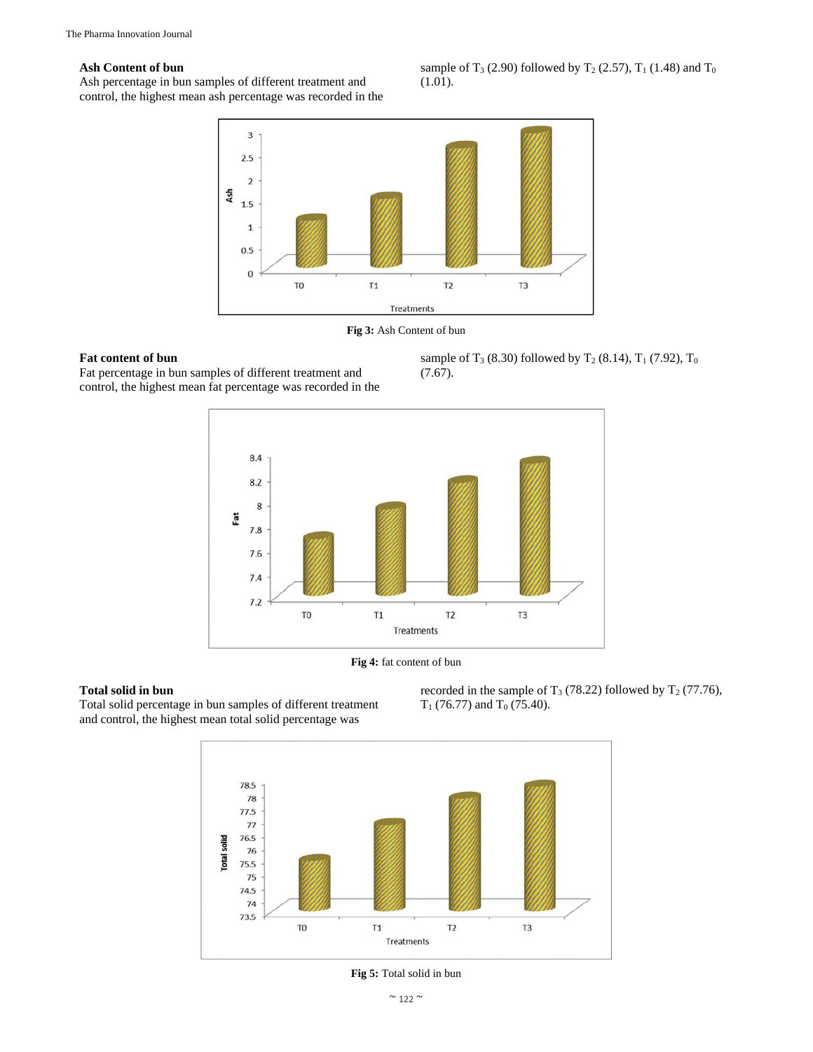### Ash Content of bun

Ash percentage in bun samples of different treatment and control, the highest mean ash percentage was recorded in the sample of $T_3$ (2.90) followed by $T_2$ (2.57), $T_1$ (1.48) and $T_0$ (1.01).

**Fig 3:** Ash Content of bun

### Fat content of bun

Fat percentage in bun samples of different treatment and control, the highest mean fat percentage was recorded in the sample of $T_3$ (8.30) followed by $T_2$ (8.14), $T_1$ (7.92), $T_0$ (7.67).

**Fig 4:** fat content of bun

### Total solid in bun

Total solid percentage in bun samples of different treatment and control, the highest mean total solid percentage was recorded in the sample of $T_3$ (78.22) followed by $T_2$ (77.76), $T_1$ (76.77) and $T_0$ (75.40).

**Fig 5:** Total solid in bun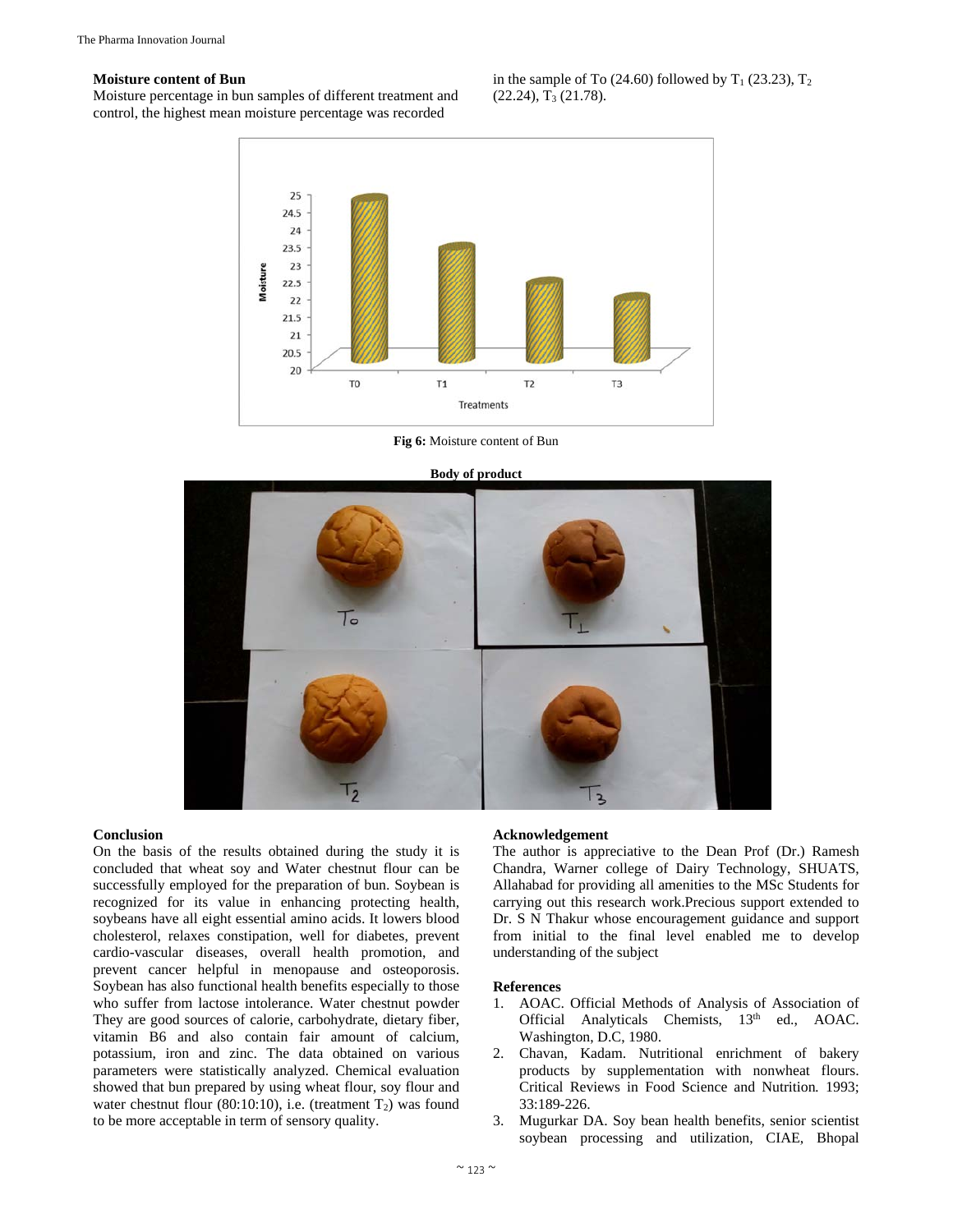**Moisture content of Bun**

Moisture percentage in bun samples of different treatment and control, the highest mean moisture percentage was recorded in the sample of To (24.60) followed by $T_1$ (23.23), $T_2$ (22.24), $T_3$ (21.78).

**Fig 6:** Moisture content of Bun

**Body of product**

## Conclusion

On the basis of the results obtained during the study it is concluded that wheat soy and Water chestnut flour can be successfully employed for the preparation of bun. Soybean is recognized for its value in enhancing protecting health, soybeans have all eight essential amino acids. It lowers blood cholesterol, relaxes constipation, well for diabetes, prevent cardio-vascular diseases, overall health promotion, and prevent cancer helpful in menopause and osteoporosis. Soybean has also functional health benefits especially to those who suffer from lactose intolerance. Water chestnut powder They are good sources of calorie, carbohydrate, dietary fiber, vitamin B6 and also contain fair amount of calcium, potassium, iron and zinc. The data obtained on various parameters were statistically analyzed. Chemical evaluation showed that bun prepared by using wheat flour, soy flour and water chestnut flour (80:10:10), i.e. (treatment $T_2$) was found to be more acceptable in term of sensory quality.

## Acknowledgement

The author is appreciative to the Dean Prof (Dr.) Ramesh Chandra, Warner college of Dairy Technology, SHUATS, Allahabad for providing all amenities to the MSc Students for carrying out this research work.Precious support extended to Dr. S N Thakur whose encouragement guidance and support from initial to the final level enabled me to develop understanding of the subject

## References

1. AOAC. Official Methods of Analysis of Association of Official Analyticals Chemists, 13th ed., AOAC. Washington, D.C, 1980.
2. Chavan, Kadam. Nutritional enrichment of bakery products by supplementation with nonwheat flours. Critical Reviews in Food Science and Nutrition. 1993; 33:189-226.
3. Mugurkar DA. Soy bean health benefits, senior scientist soybean processing and utilization, CIAE, Bhopal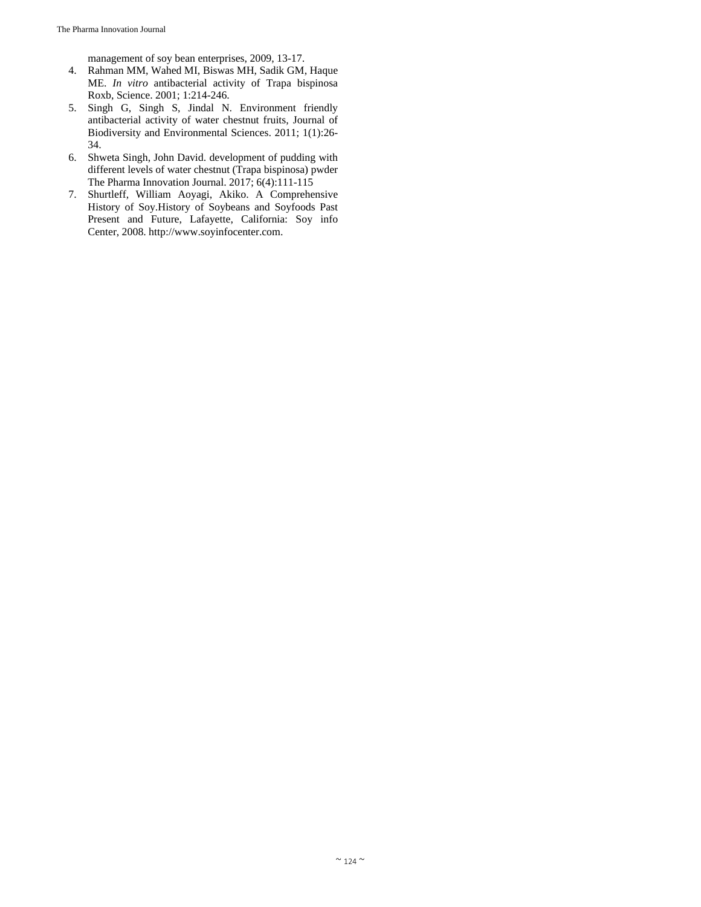management of soy bean enterprises, 2009, 13-17.

4. Rahman MM, Wahed MI, Biswas MH, Sadik GM, Haque ME. *In vitro* antibacterial activity of Trapa bispinosa Roxb, Science. 2001; 1:214-246.
5. Singh G, Singh S, Jindal N. Environment friendly antibacterial activity of water chestnut fruits, Journal of Biodiversity and Environmental Sciences. 2011; 1(1):26-34.
6. Shweta Singh, John David. development of pudding with different levels of water chestnut (Trapa bispinosa) pwder The Pharma Innovation Journal. 2017; 6(4):111-115
7. Shurtleff, William Aoyagi, Akiko. A Comprehensive History of Soy.History of Soybeans and Soyfoods Past Present and Future, Lafayette, California: Soy info Center, 2008. http://www.soyinfocenter.com.